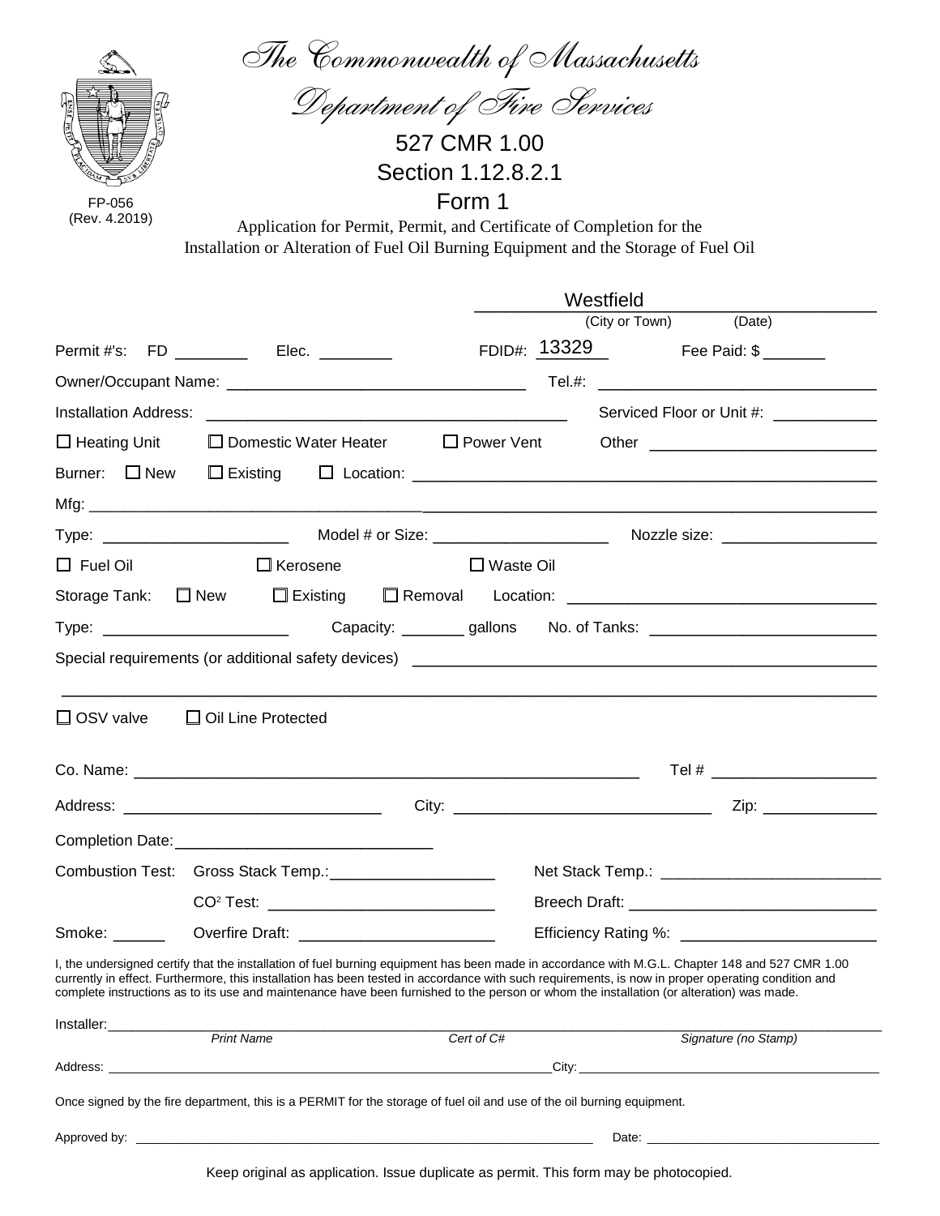FP-056
(Rev. 4.2019)

# The Commonwealth of Massachusetts

## Department of Fire Services

527 CMR 1.00

Section 1.12.8.2.1

Form 1

Application for Permit, Permit, and Certificate of Completion for the Installation or Alteration of Fuel Oil Burning Equipment and the Storage of Fuel Oil

Westfield ______________________
(City or Town) (Date)

Permit #'s: FD ________ Elec. ________ FDID#: 13329 Fee Paid: $ _______

Owner/Occupant Name: ________________________________ Tel.#: ____________________________

Installation Address: ______________________________________ Serviced Floor or Unit #: ___________

☐ Heating Unit ☐ Domestic Water Heater ☐ Power Vent Other ________________________

Burner: ☐ New ☐ Existing ☐ Location: ______________________________________________

Mfg: ____________________________________________________________________________

Type: ____________________ Model # or Size: __________________ Nozzle size: ________________

☐ Fuel Oil ☐ Kerosene ☐ Waste Oil

Storage Tank: ☐ New ☐ Existing ☐ Removal Location: ________________________________

Type: ____________________ Capacity: _______ gallons No. of Tanks: ________________________

Special requirements (or additional safety devices) ______________________________________________

________________________________________________________________________________

☐ OSV valve ☐ Oil Line Protected

Co. Name: ______________________________________________________ Tel # __________________

Address: ____________________________ City: ____________________________ Zip: ____________

Completion Date:____________________________

Combustion Test: Gross Stack Temp.:__________________ Net Stack Temp.: ________________________

$CO^2$ Test: __________________________ Breech Draft: ____________________________

Smoke: ______ Overfire Draft: ______________________ Efficiency Rating %: ______________________

I, the undersigned certify that the installation of fuel burning equipment has been made in accordance with M.G.L. Chapter 148 and 527 CMR 1.00 currently in effect. Furthermore, this installation has been tested in accordance with such requirements, is now in proper operating condition and complete instructions as to its use and maintenance have been furnished to the person or whom the installation (or alteration) was made.

Installer:_________________________________________________________________________________
*Print Name* *Cert of C#* *Signature (no Stamp)*

Address: ____________________________________________________City: ____________________________

Once signed by the fire department, this is a PERMIT for the storage of fuel oil and use of the oil burning equipment.

Approved by: ______________________________________________________ Date: ________________________

Keep original as application. Issue duplicate as permit. This form may be photocopied.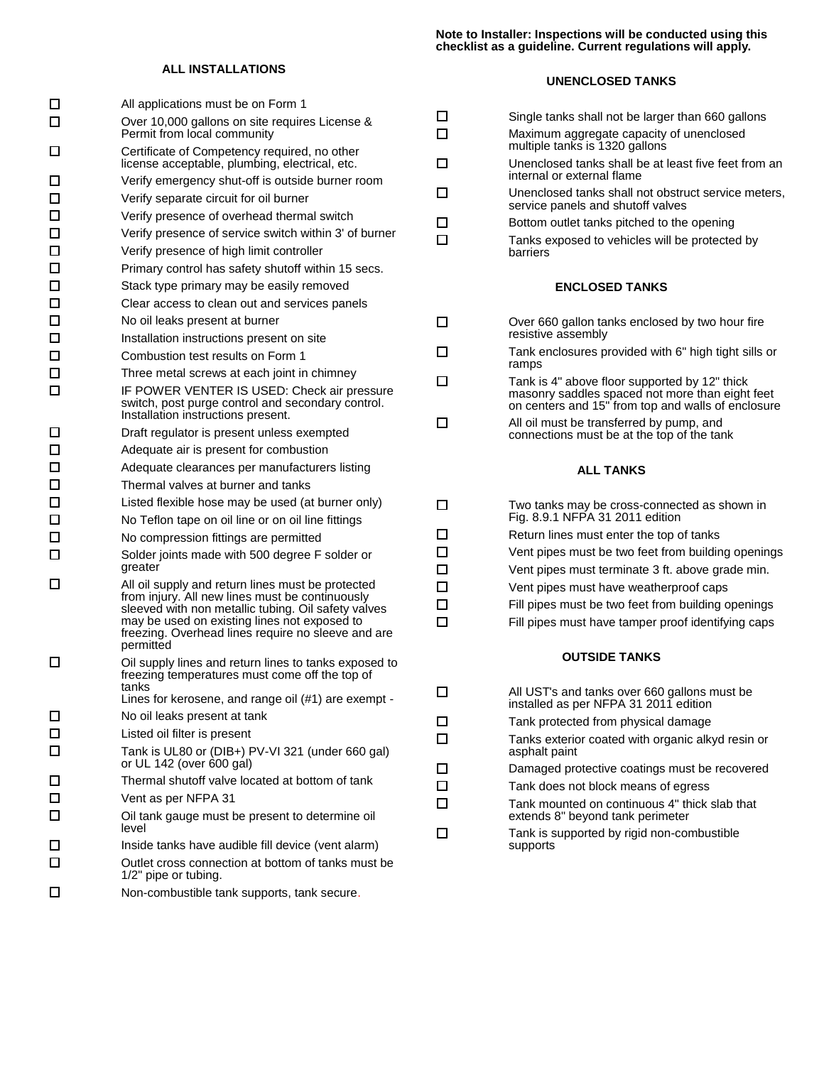**Note to Installer: Inspections will be conducted using this checklist as a guideline. Current regulations will apply.**

### ALL INSTALLATIONS

- ☐ All applications must be on Form 1
- ☐ Over 10,000 gallons on site requires License & Permit from local community
- ☐ Certificate of Competency required, no other license acceptable, plumbing, electrical, etc.
- ☐ Verify emergency shut-off is outside burner room
- ☐ Verify separate circuit for oil burner
- ☐ Verify presence of overhead thermal switch
- ☐ Verify presence of service switch within 3' of burner
- ☐ Verify presence of high limit controller
- ☐ Primary control has safety shutoff within 15 secs.
- ☐ Stack type primary may be easily removed
- ☐ Clear access to clean out and services panels
- ☐ No oil leaks present at burner
- ☐ Installation instructions present on site
- ☐ Combustion test results on Form 1
- ☐ Three metal screws at each joint in chimney
- ☐ IF POWER VENTER IS USED: Check air pressure switch, post purge control and secondary control. Installation instructions present.
- ☐ Draft regulator is present unless exempted
- ☐ Adequate air is present for combustion
- ☐ Adequate clearances per manufacturers listing
- ☐ Thermal valves at burner and tanks
- ☐ Listed flexible hose may be used (at burner only)
- ☐ No Teflon tape on oil line or on oil line fittings
- ☐ No compression fittings are permitted
- ☐ Solder joints made with 500 degree F solder or greater
- ☐ All oil supply and return lines must be protected from injury. All new lines must be continuously sleeved with non metallic tubing. Oil safety valves may be used on existing lines not exposed to freezing. Overhead lines require no sleeve and are permitted
- ☐ Oil supply lines and return lines to tanks exposed to freezing temperatures must come off the top of tanks
  Lines for kerosene, and range oil (#1) are exempt -
- ☐ No oil leaks present at tank
- ☐ Listed oil filter is present
- ☐ Tank is UL80 or (DIB+) PV-VI 321 (under 660 gal) or UL 142 (over 600 gal)
- ☐ Thermal shutoff valve located at bottom of tank
- ☐ Vent as per NFPA 31
- ☐ Oil tank gauge must be present to determine oil level
- ☐ Inside tanks have audible fill device (vent alarm)
- ☐ Outlet cross connection at bottom of tanks must be 1/2" pipe or tubing.
- ☐ Non-combustible tank supports, tank secure.

### UNENCLOSED TANKS

- ☐ Single tanks shall not be larger than 660 gallons
- ☐ Maximum aggregate capacity of unenclosed multiple tanks is 1320 gallons
- ☐ Unenclosed tanks shall be at least five feet from an internal or external flame
- ☐ Unenclosed tanks shall not obstruct service meters, service panels and shutoff valves
- ☐ Bottom outlet tanks pitched to the opening
- ☐ Tanks exposed to vehicles will be protected by barriers

### ENCLOSED TANKS

- ☐ Over 660 gallon tanks enclosed by two hour fire resistive assembly
- ☐ Tank enclosures provided with 6" high tight sills or ramps
- ☐ Tank is 4" above floor supported by 12" thick masonry saddles spaced not more than eight feet on centers and 15" from top and walls of enclosure
- ☐ All oil must be transferred by pump, and connections must be at the top of the tank

### ALL TANKS

- ☐ Two tanks may be cross-connected as shown in Fig. 8.9.1 NFPA 31 2011 edition
- ☐ Return lines must enter the top of tanks
- ☐ Vent pipes must be two feet from building openings
- ☐ Vent pipes must terminate 3 ft. above grade min.
- ☐ Vent pipes must have weatherproof caps
- ☐ Fill pipes must be two feet from building openings
- ☐ Fill pipes must have tamper proof identifying caps

### OUTSIDE TANKS

- ☐ All UST's and tanks over 660 gallons must be installed as per NFPA 31 2011 edition
- ☐ Tank protected from physical damage
- ☐ Tanks exterior coated with organic alkyd resin or asphalt paint
- ☐ Damaged protective coatings must be recovered
- ☐ Tank does not block means of egress
- ☐ Tank mounted on continuous 4" thick slab that extends 8" beyond tank perimeter
- ☐ Tank is supported by rigid non-combustible supports